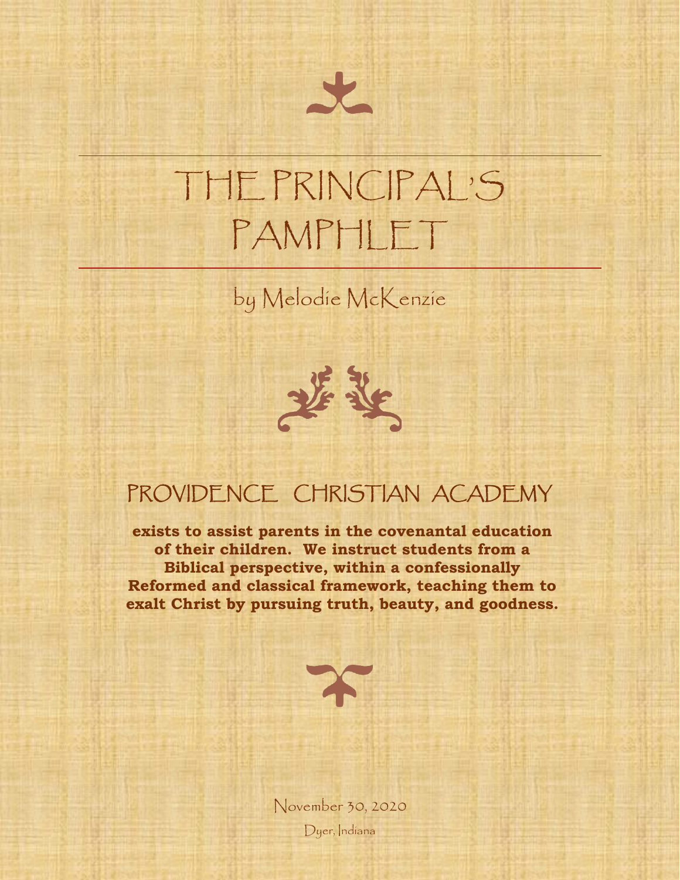# THE PRINCIPAL'S PAMPHLET

by Melodie McKenzie

## PROVIDENCE CHRISTIAN ACADEMY

**exists to assist parents in the covenantal education of their children. We instruct students from a Biblical perspective, within a confessionally Reformed and classical framework, teaching them to exalt Christ by pursuing truth, beauty, and goodness.**

November 30, 2020

Dyer, Indiana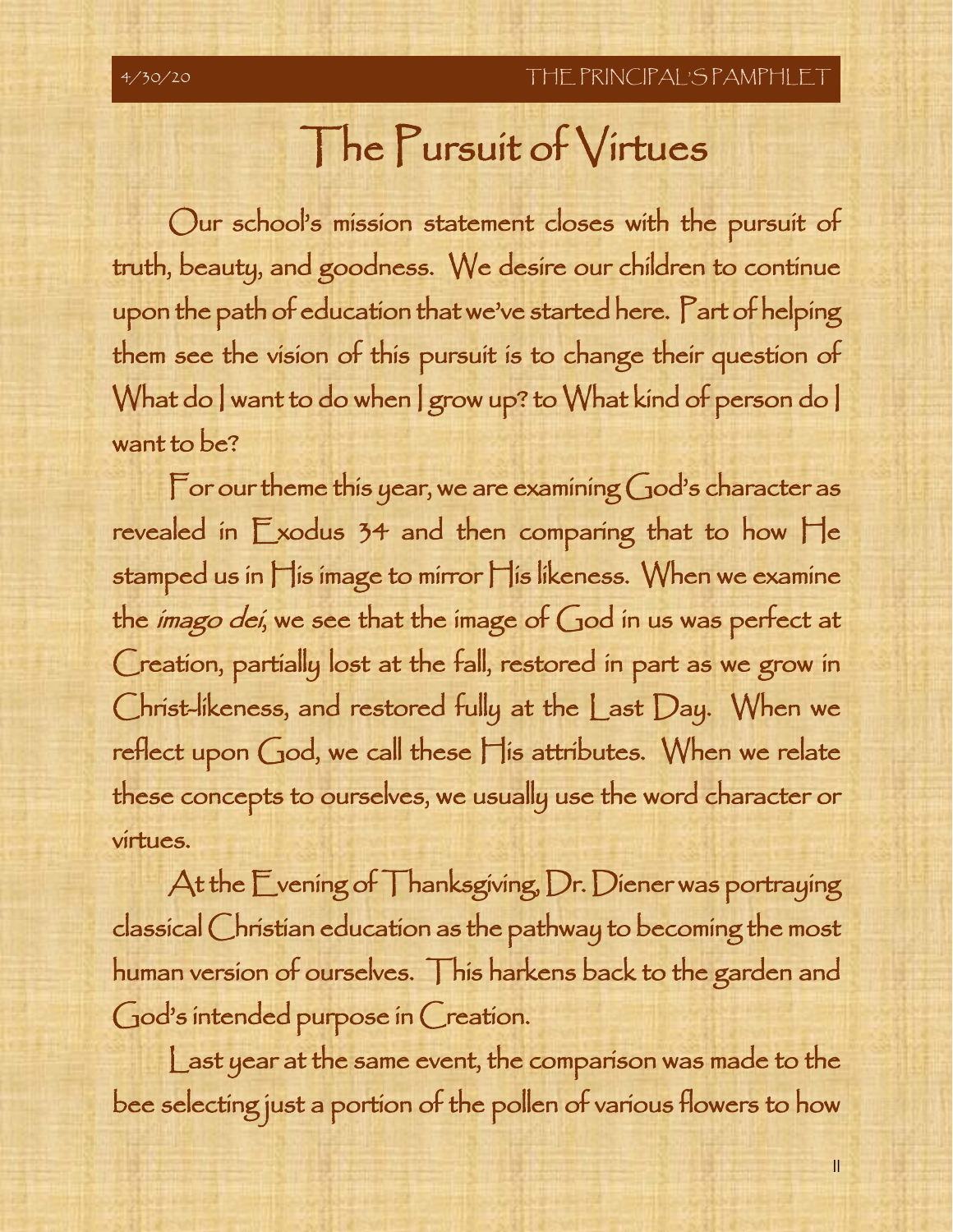# The Pursuit of Virtues

Our school's mission statement closes with the pursuit of truth, beauty, and goodness. We desire our children to continue upon the path of education that we've started here. Part of helping them see the vision of this pursuit is to change their question of What do I want to do when I grow up? to What kind of person do I want to be?

For our theme this year, we are examining God's character as revealed in Exodus 34 and then comparing that to how He stamped us in His image to mirror His likeness. When we examine the *imago dei*, we see that the image of God in us was perfect at Creation, partially lost at the fall, restored in part as we grow in Christ-likeness, and restored fully at the Last Day. When we reflect upon God, we call these His attributes. When we relate these concepts to ourselves, we usually use the word character or virtues.

At the Evening of Thanksgiving, Dr. Diener was portraying classical Christian education as the pathway to becoming the most human version of ourselves. This harkens back to the garden and God's intended purpose in Creation.

Last year at the same event, the comparison was made to the bee selecting just a portion of the pollen of various flowers to how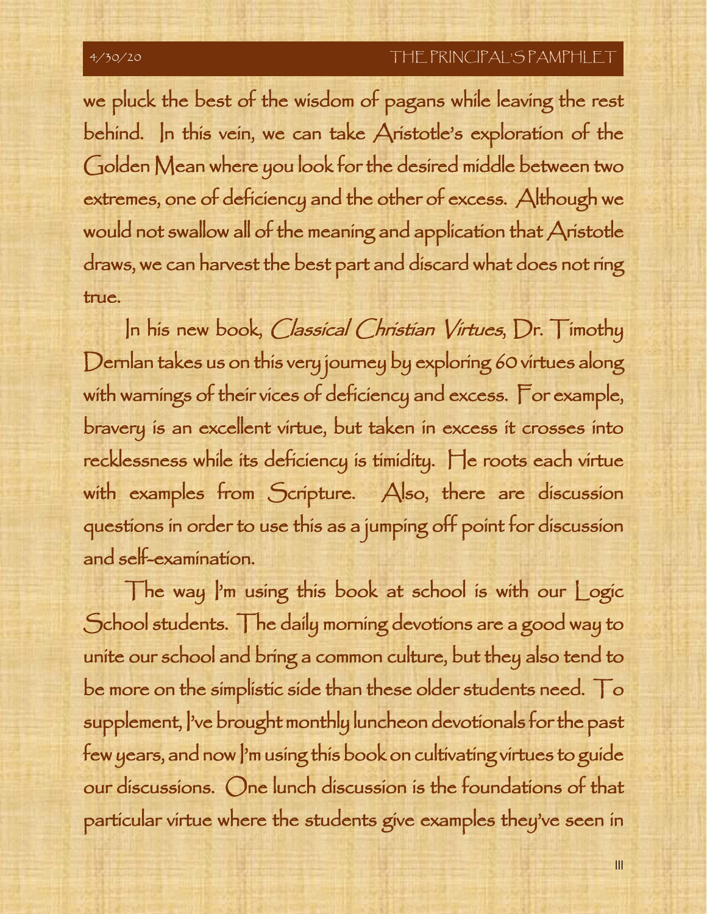we pluck the best of the wisdom of pagans while leaving the rest behind. In this vein, we can take Aristotle's exploration of the Golden Mean where you look for the desired middle between two extremes, one of deficiency and the other of excess. Although we would not swallow all of the meaning and application that Aristotle draws, we can harvest the best part and discard what does not ring true.

In his new book, *Classical Christian Virtues*, Dr. Timothy Demlan takes us on this very journey by exploring 60 virtues along with warnings of their vices of deficiency and excess. For example, bravery is an excellent virtue, but taken in excess it crosses into recklessness while its deficiency is timidity. He roots each virtue with examples from Scripture. Also, there are discussion questions in order to use this as a jumping off point for discussion and self-examination.

The way I'm using this book at school is with our Logic School students. The daily morning devotions are a good way to unite our school and bring a common culture, but they also tend to be more on the simplistic side than these older students need. To supplement, I've brought monthly luncheon devotionals for the past few years, and now I'm using this book on cultivating virtues to guide our discussions. One lunch discussion is the foundations of that particular virtue where the students give examples they've seen in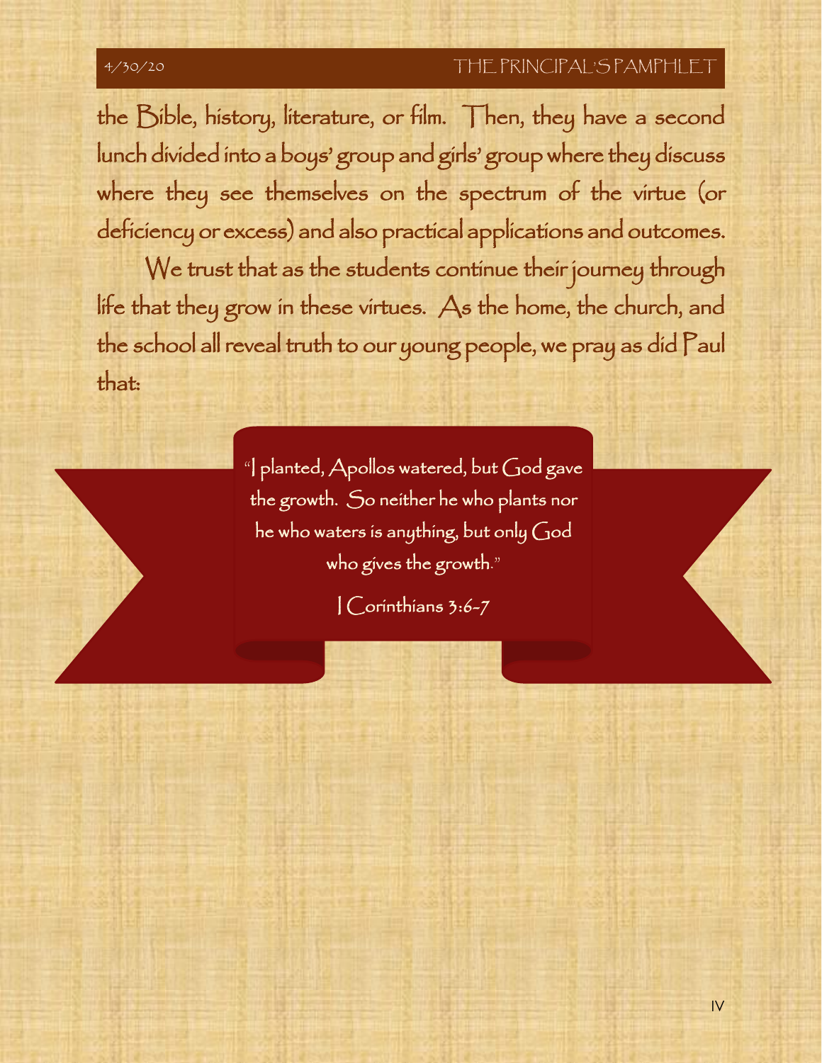the Bible, history, literature, or film. Then, they have a second lunch divided into a boys' group and girls' group where they discuss where they see themselves on the spectrum of the virtue (or deficiency or excess) and also practical applications and outcomes.

We trust that as the students continue their journey through life that they grow in these virtues. As the home, the church, and the school all reveal truth to our young people, we pray as did Paul that:

> "I planted, Apollos watered, but God gave the growth. So neither he who plants nor he who waters is anything, but only God who gives the growth."
>
> I Corinthians 3:6-7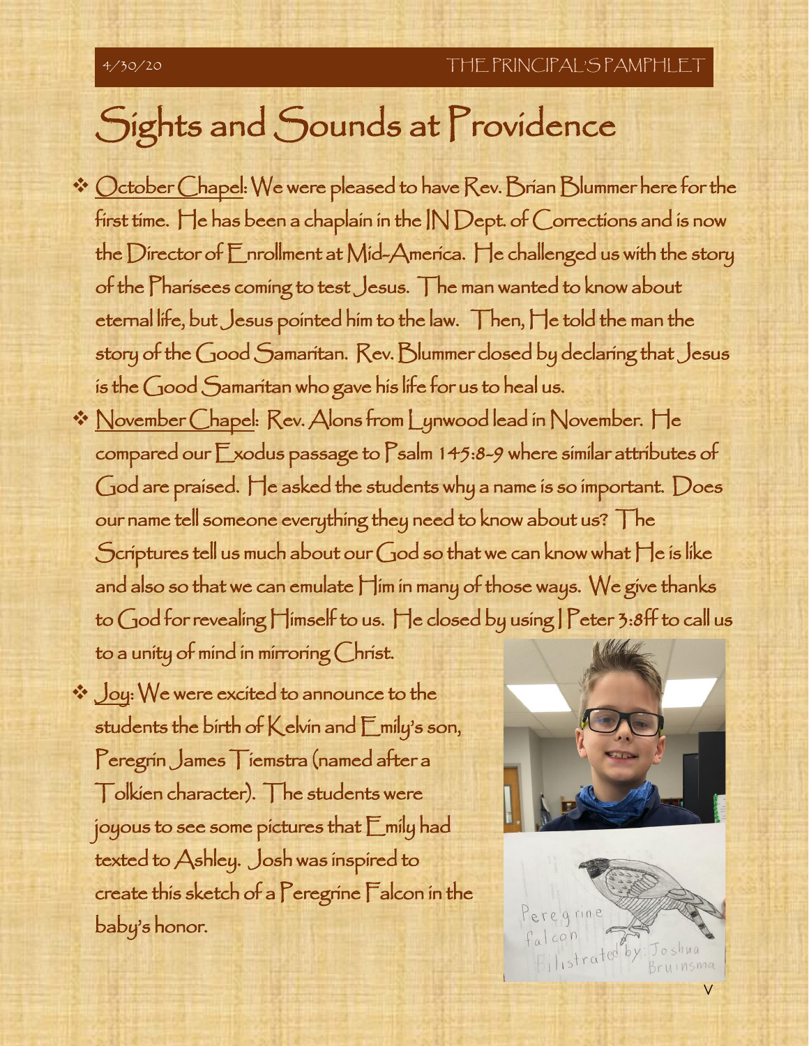# Sights and Sounds at Providence

- October Chapel: We were pleased to have Rev. Brian Blummer here for the first time. He has been a chaplain in the IN Dept. of Corrections and is now the Director of Enrollment at Mid-America. He challenged us with the story of the Pharisees coming to test Jesus. The man wanted to know about eternal life, but Jesus pointed him to the law. Then, He told the man the story of the Good Samaritan. Rev. Blummer closed by declaring that Jesus is the Good Samaritan who gave his life for us to heal us.
- November Chapel: Rev. Alons from Lynwood lead in November. He compared our Exodus passage to Psalm 145:8-9 where similar attributes of God are praised. He asked the students why a name is so important. Does our name tell someone everything they need to know about us? The Scriptures tell us much about our God so that we can know what He is like and also so that we can emulate Him in many of those ways. We give thanks to God for revealing Himself to us. He closed by using I Peter 3:8ff to call us to a unity of mind in mirroring Christ.
- Joy: We were excited to announce to the students the birth of Kelvin and Emily's son, Peregrin James Tiemstra (named after a Tolkien character). The students were joyous to see some pictures that Emily had texted to Ashley. Josh was inspired to create this sketch of a Peregrine Falcon in the baby's honor.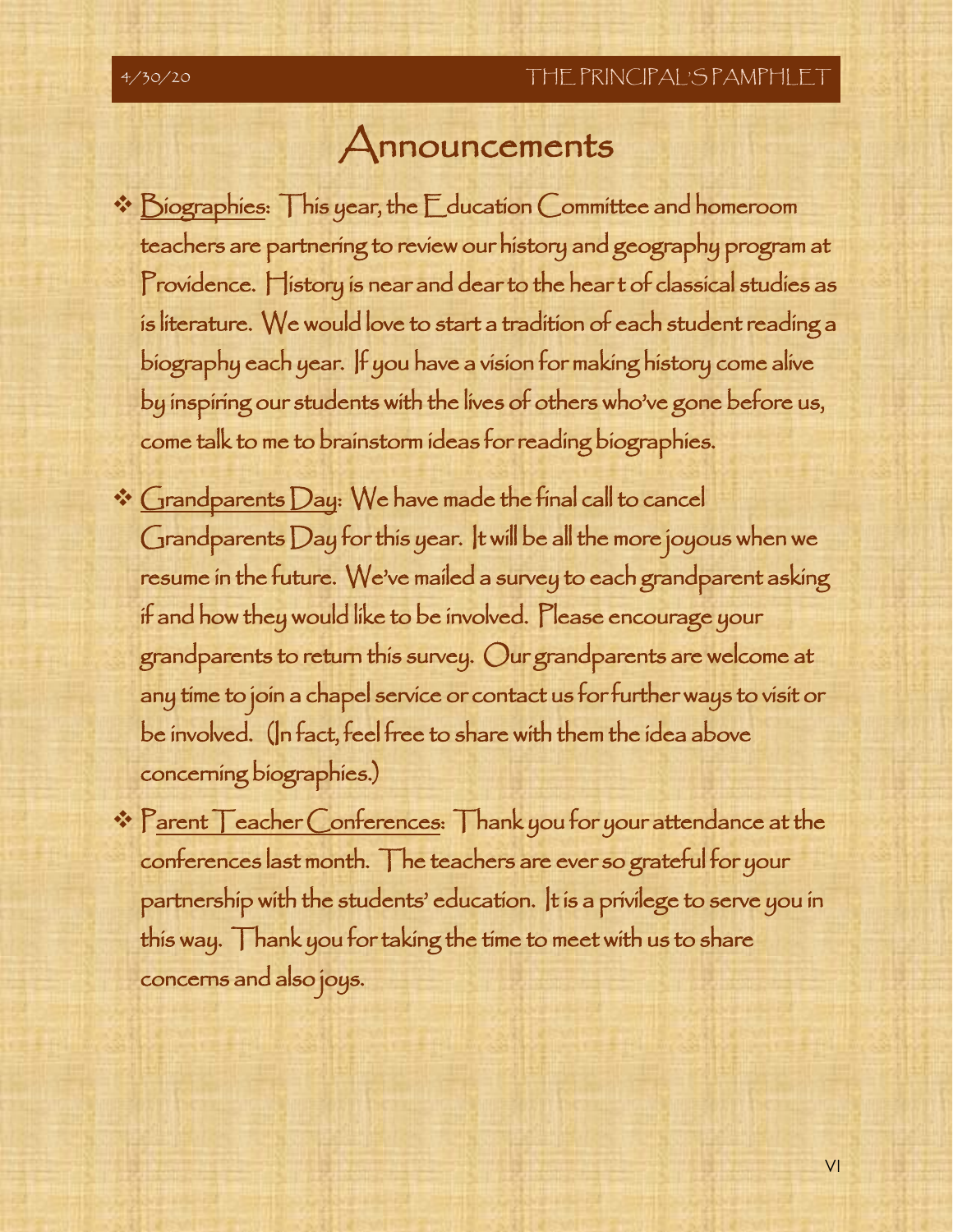# Announcements

- Biographies: This year, the Education Committee and homeroom teachers are partnering to review our history and geography program at Providence. History is near and dear to the heart of classical studies as is literature. We would love to start a tradition of each student reading a biography each year. If you have a vision for making history come alive by inspiring our students with the lives of others who've gone before us, come talk to me to brainstorm ideas for reading biographies.
- Grandparents Day: We have made the final call to cancel Grandparents Day for this year. It will be all the more joyous when we resume in the future. We've mailed a survey to each grandparent asking if and how they would like to be involved. Please encourage your grandparents to return this survey. Our grandparents are welcome at any time to join a chapel service or contact us for further ways to visit or be involved. (In fact, feel free to share with them the idea above concerning biographies.)
- Parent Teacher Conferences: Thank you for your attendance at the conferences last month. The teachers are ever so grateful for your partnership with the students' education. It is a privilege to serve you in this way. Thank you for taking the time to meet with us to share concerns and also joys.